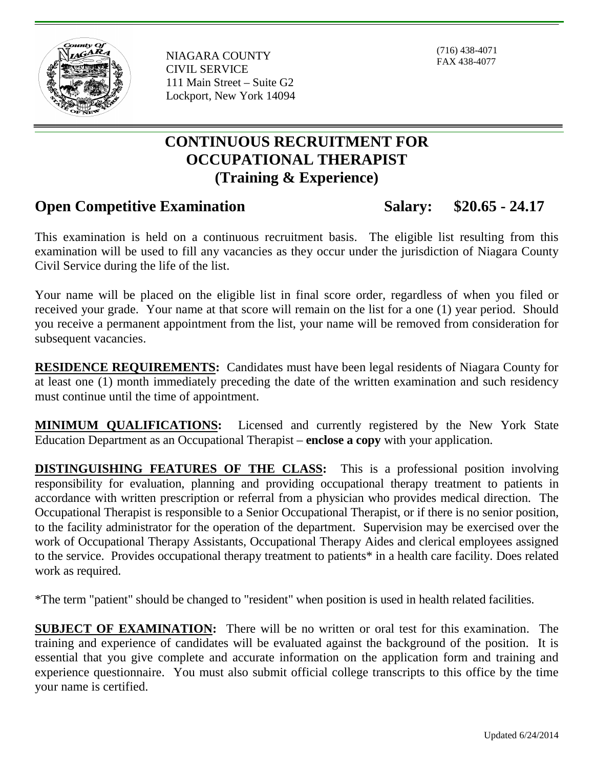NIAGARA COUNTY
CIVIL SERVICE
111 Main Street – Suite G2
Lockport, New York 14094

(716) 438-4071
FAX 438-4077

# CONTINUOUS RECRUITMENT FOR OCCUPATIONAL THERAPIST (Training & Experience)

## Open Competitive Examination — Salary: $20.65 - 24.17

This examination is held on a continuous recruitment basis. The eligible list resulting from this examination will be used to fill any vacancies as they occur under the jurisdiction of Niagara County Civil Service during the life of the list.

Your name will be placed on the eligible list in final score order, regardless of when you filed or received your grade. Your name at that score will remain on the list for a one (1) year period. Should you receive a permanent appointment from the list, your name will be removed from consideration for subsequent vacancies.

**RESIDENCE REQUIREMENTS:** Candidates must have been legal residents of Niagara County for at least one (1) month immediately preceding the date of the written examination and such residency must continue until the time of appointment.

**MINIMUM QUALIFICATIONS:** Licensed and currently registered by the New York State Education Department as an Occupational Therapist – **enclose a copy** with your application.

**DISTINGUISHING FEATURES OF THE CLASS:** This is a professional position involving responsibility for evaluation, planning and providing occupational therapy treatment to patients in accordance with written prescription or referral from a physician who provides medical direction. The Occupational Therapist is responsible to a Senior Occupational Therapist, or if there is no senior position, to the facility administrator for the operation of the department. Supervision may be exercised over the work of Occupational Therapy Assistants, Occupational Therapy Aides and clerical employees assigned to the service. Provides occupational therapy treatment to patients* in a health care facility. Does related work as required.

*The term "patient" should be changed to "resident" when position is used in health related facilities.

**SUBJECT OF EXAMINATION:** There will be no written or oral test for this examination. The training and experience of candidates will be evaluated against the background of the position. It is essential that you give complete and accurate information on the application form and training and experience questionnaire. You must also submit official college transcripts to this office by the time your name is certified.

Updated 6/24/2014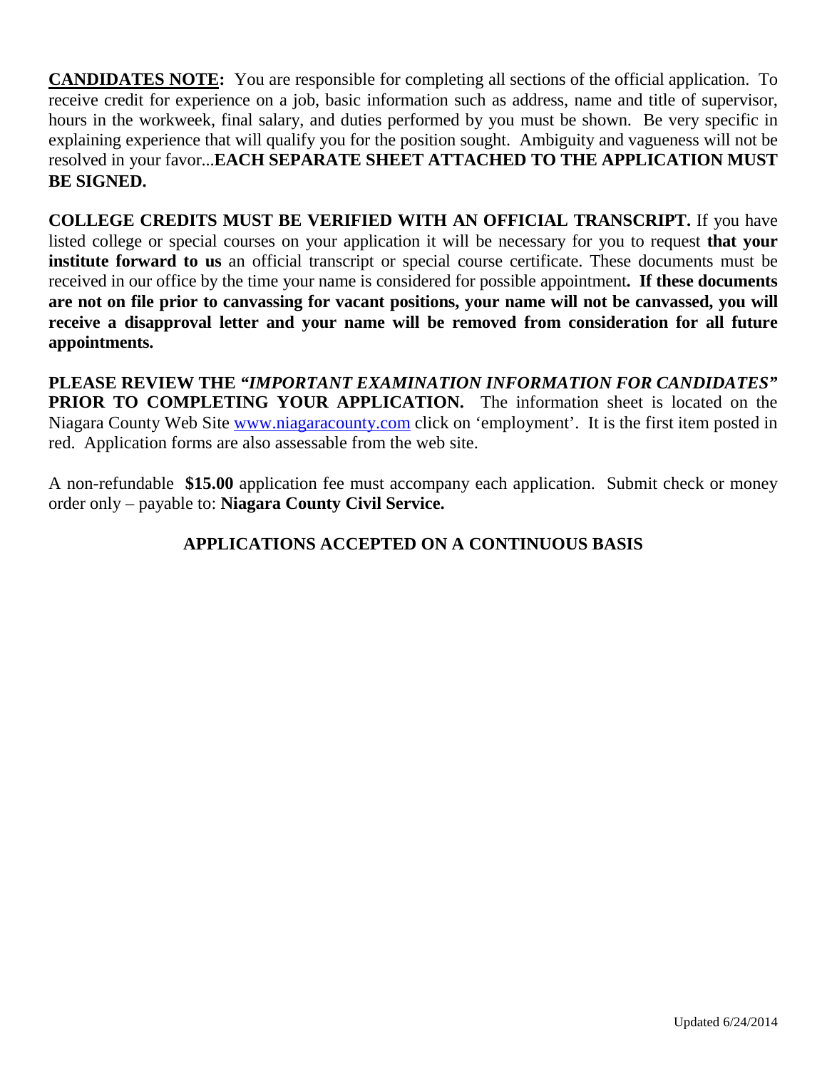**<u>CANDIDATES NOTE</u>:** You are responsible for completing all sections of the official application. To receive credit for experience on a job, basic information such as address, name and title of supervisor, hours in the workweek, final salary, and duties performed by you must be shown. Be very specific in explaining experience that will qualify you for the position sought. Ambiguity and vagueness will not be resolved in your favor...**EACH SEPARATE SHEET ATTACHED TO THE APPLICATION MUST BE SIGNED.**

**COLLEGE CREDITS MUST BE VERIFIED WITH AN OFFICIAL TRANSCRIPT.** If you have listed college or special courses on your application it will be necessary for you to request **that your institute forward to us** an official transcript or special course certificate. These documents must be received in our office by the time your name is considered for possible appointment**. If these documents are not on file prior to canvassing for vacant positions, your name will not be canvassed, you will receive a disapproval letter and your name will be removed from consideration for all future appointments.**

**PLEASE REVIEW THE *"IMPORTANT EXAMINATION INFORMATION FOR CANDIDATES"* PRIOR TO COMPLETING YOUR APPLICATION.** The information sheet is located on the Niagara County Web Site www.niagaracounty.com click on 'employment'. It is the first item posted in red. Application forms are also assessable from the web site.

A non-refundable **$15.00** application fee must accompany each application. Submit check or money order only – payable to: **Niagara County Civil Service.**

**APPLICATIONS ACCEPTED ON A CONTINUOUS BASIS**

Updated 6/24/2014